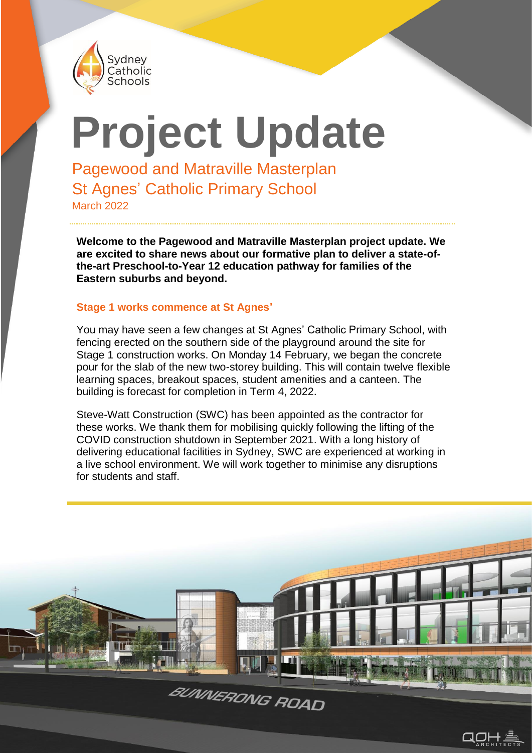Sydney Catholic Schools

# Project Update

## Pagewood and Matraville Masterplan
## St Agnes' Catholic Primary School
March 2022

**Welcome to the Pagewood and Matraville Masterplan project update. We are excited to share news about our formative plan to deliver a state-of-the-art Preschool-to-Year 12 education pathway for families of the Eastern suburbs and beyond.**

### Stage 1 works commence at St Agnes'

You may have seen a few changes at St Agnes' Catholic Primary School, with fencing erected on the southern side of the playground around the site for Stage 1 construction works. On Monday 14 February, we began the concrete pour for the slab of the new two-storey building. This will contain twelve flexible learning spaces, breakout spaces, student amenities and a canteen. The building is forecast for completion in Term 4, 2022.

Steve-Watt Construction (SWC) has been appointed as the contractor for these works. We thank them for mobilising quickly following the lifting of the COVID construction shutdown in September 2021. With a long history of delivering educational facilities in Sydney, SWC are experienced at working in a live school environment. We will work together to minimise any disruptions for students and staff.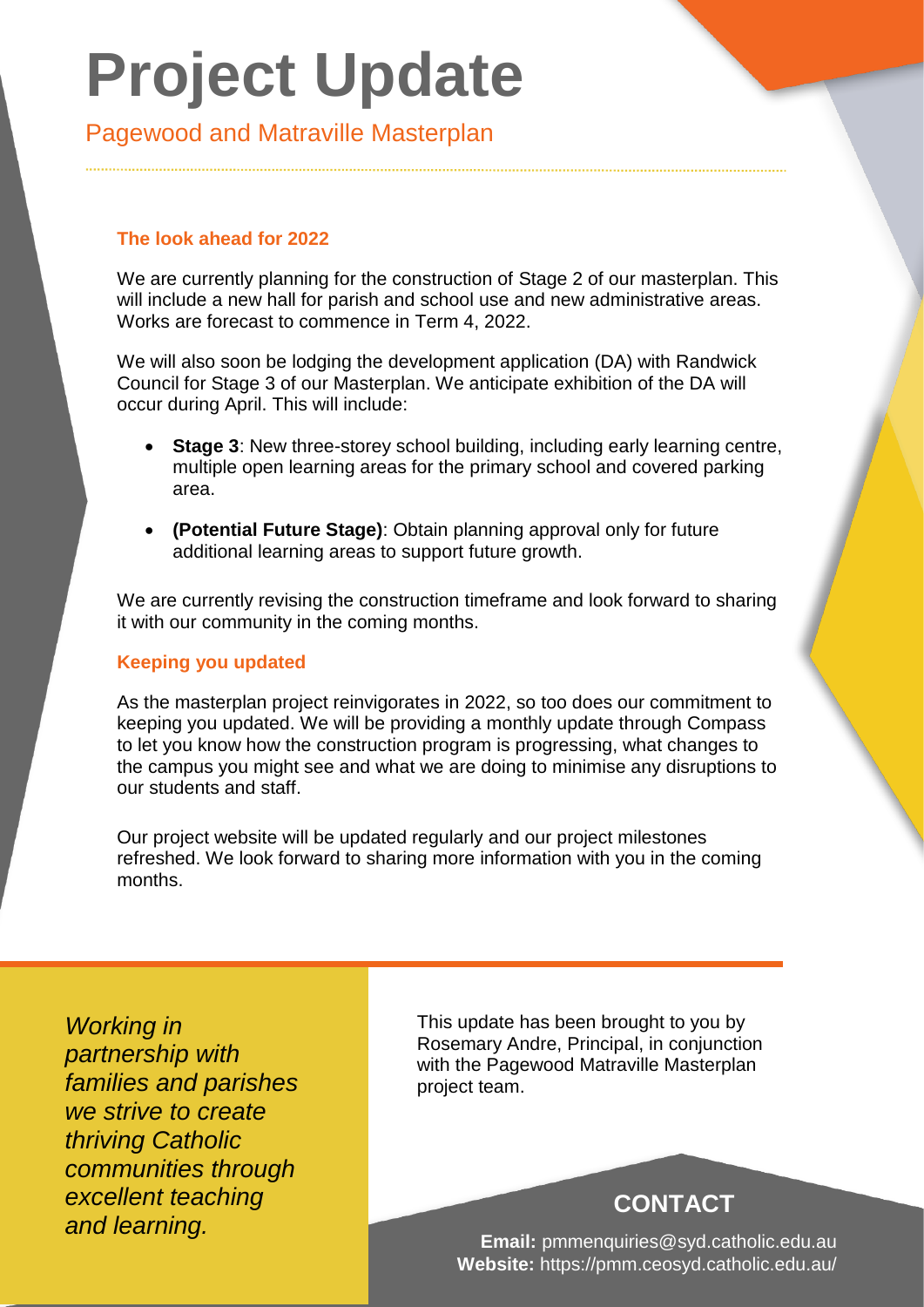# Project Update

Pagewood and Matraville Masterplan

### The look ahead for 2022

We are currently planning for the construction of Stage 2 of our masterplan. This will include a new hall for parish and school use and new administrative areas. Works are forecast to commence in Term 4, 2022.

We will also soon be lodging the development application (DA) with Randwick Council for Stage 3 of our Masterplan. We anticipate exhibition of the DA will occur during April. This will include:

- **Stage 3**: New three-storey school building, including early learning centre, multiple open learning areas for the primary school and covered parking area.
- **(Potential Future Stage)**: Obtain planning approval only for future additional learning areas to support future growth.

We are currently revising the construction timeframe and look forward to sharing it with our community in the coming months.

### Keeping you updated

As the masterplan project reinvigorates in 2022, so too does our commitment to keeping you updated. We will be providing a monthly update through Compass to let you know how the construction program is progressing, what changes to the campus you might see and what we are doing to minimise any disruptions to our students and staff.

Our project website will be updated regularly and our project milestones refreshed. We look forward to sharing more information with you in the coming months.

*Working in partnership with families and parishes we strive to create thriving Catholic communities through excellent teaching and learning.*

This update has been brought to you by Rosemary Andre, Principal, in conjunction with the Pagewood Matraville Masterplan project team.

## CONTACT

**Email:** pmmenquiries@syd.catholic.edu.au
**Website:** https://pmm.ceosyd.catholic.edu.au/